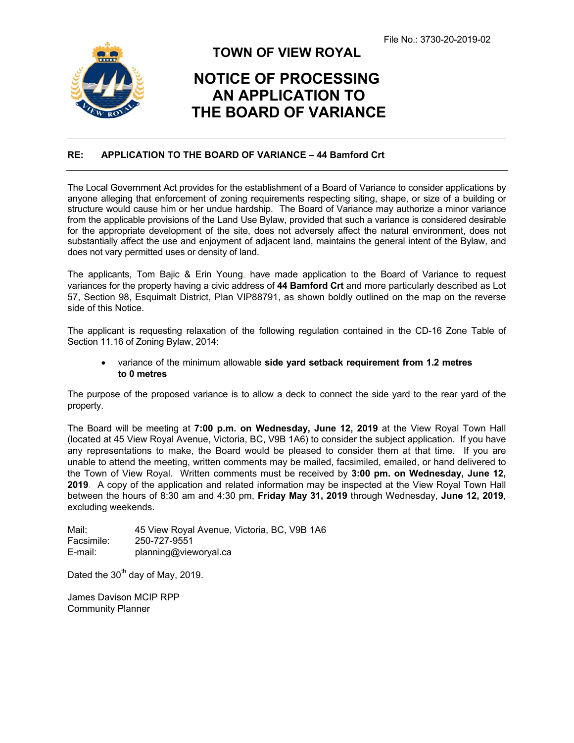File No.: 3730-20-2019-02

# TOWN OF VIEW ROYAL

# NOTICE OF PROCESSING AN APPLICATION TO THE BOARD OF VARIANCE

---

**RE: APPLICATION TO THE BOARD OF VARIANCE – 44 Bamford Crt**

---

The Local Government Act provides for the establishment of a Board of Variance to consider applications by anyone alleging that enforcement of zoning requirements respecting siting, shape, or size of a building or structure would cause him or her undue hardship. The Board of Variance may authorize a minor variance from the applicable provisions of the Land Use Bylaw, provided that such a variance is considered desirable for the appropriate development of the site, does not adversely affect the natural environment, does not substantially affect the use and enjoyment of adjacent land, maintains the general intent of the Bylaw, and does not vary permitted uses or density of land.

The applicants, Tom Bajic & Erin Young, have made application to the Board of Variance to request variances for the property having a civic address of **44 Bamford Crt** and more particularly described as Lot 57, Section 98, Esquimalt District, Plan VIP88791, as shown boldly outlined on the map on the reverse side of this Notice.

The applicant is requesting relaxation of the following regulation contained in the CD-16 Zone Table of Section 11.16 of Zoning Bylaw, 2014:

- variance of the minimum allowable **side yard setback requirement from 1.2 metres to 0 metres**

The purpose of the proposed variance is to allow a deck to connect the side yard to the rear yard of the property.

The Board will be meeting at **7:00 p.m. on Wednesday, June 12, 2019** at the View Royal Town Hall (located at 45 View Royal Avenue, Victoria, BC, V9B 1A6) to consider the subject application. If you have any representations to make, the Board would be pleased to consider them at that time. If you are unable to attend the meeting, written comments may be mailed, facsimiled, emailed, or hand delivered to the Town of View Royal. Written comments must be received by **3:00 pm. on Wednesday, June 12, 2019**. A copy of the application and related information may be inspected at the View Royal Town Hall between the hours of 8:30 am and 4:30 pm, **Friday May 31, 2019** through Wednesday, **June 12, 2019**, excluding weekends.

Mail: 45 View Royal Avenue, Victoria, BC, V9B 1A6
Facsimile: 250-727-9551
E-mail: planning@viewroyal.ca

Dated the 30th day of May, 2019.

James Davison MCIP RPP
Community Planner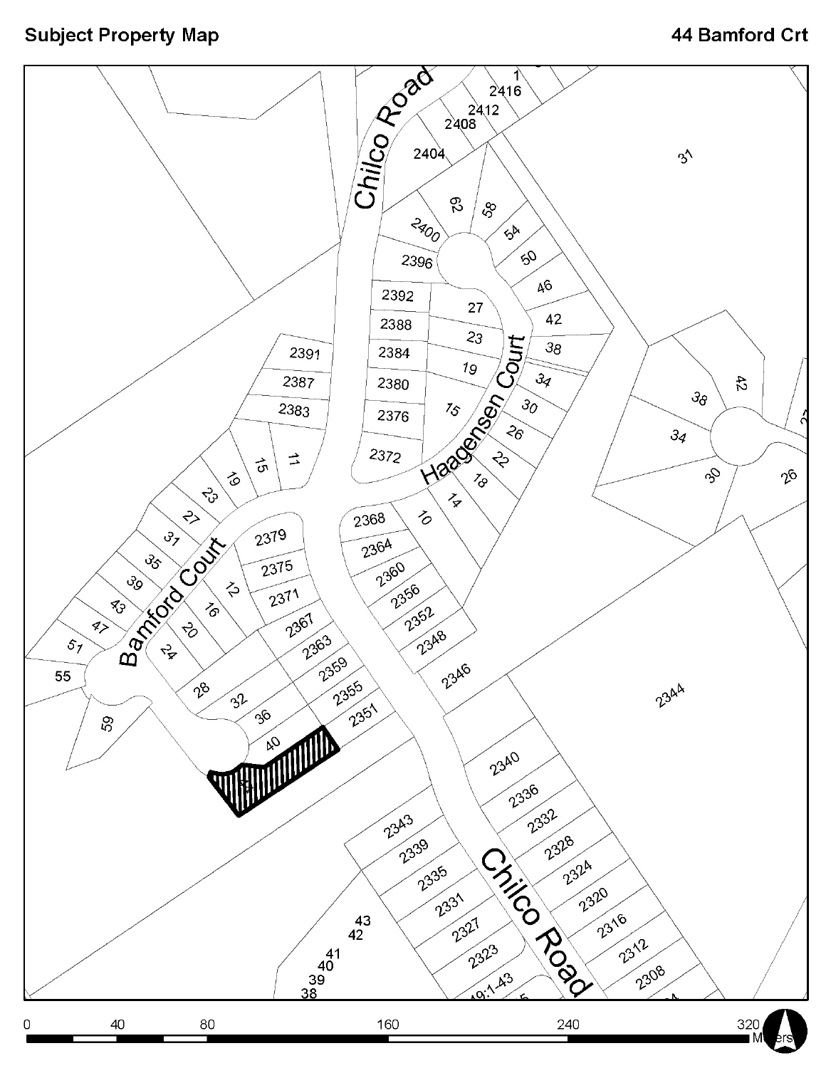Subject Property Map

44 Bamford Crt

Chilco Road

Haagensen Court

Bamford Court

Chilco Road

1
2416
2412
2408
2404
31
62
58
54
50
46
42
38
34
30
26
22
18
14
10
2400
2396
2392
2388
2384
2380
2376
2372
27
23
19
15
2391
2387
2383
15
11
19
23
27
31
35
39
43
47
51
55
59
2379
2375
2371
2367
2363
2359
2355
2351
12
16
20
24
28
32
36
40
44
2368
2364
2360
2356
2352
2348
2346
2344
38
42
34
30
26
2340
2336
2332
2328
2324
2320
2316
2312
2308
2343
2339
2335
2331
2327
2323
43
42
41
40
39
38

0 40 80 160 240 320 Meters